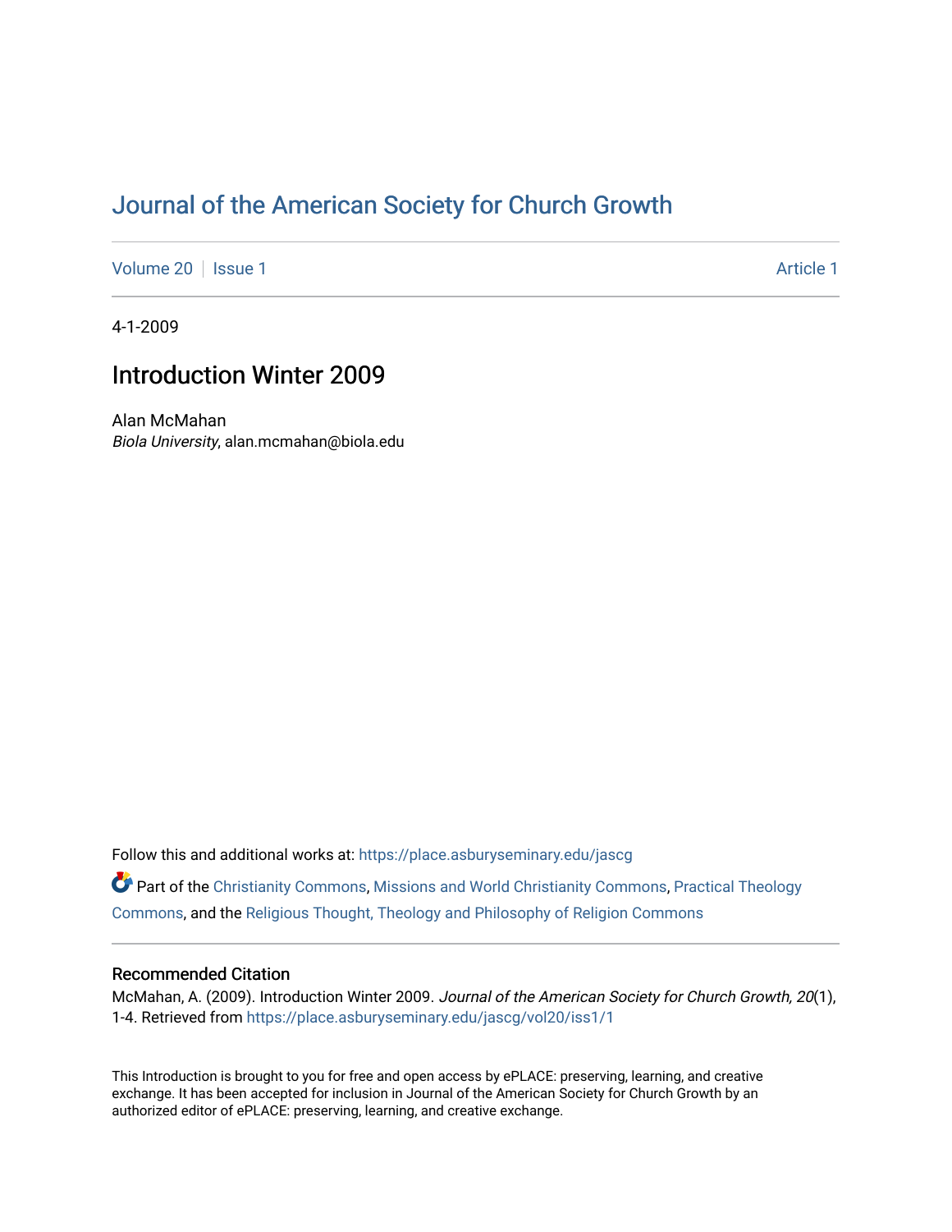# Journal of the American Society for Church Growth

Volume 20 | Issue 1 | Article 1

4-1-2009

## Introduction Winter 2009

Alan McMahan
*Biola University*, alan.mcmahan@biola.edu

Follow this and additional works at: https://place.asburyseminary.edu/jascg

Part of the Christianity Commons, Missions and World Christianity Commons, Practical Theology Commons, and the Religious Thought, Theology and Philosophy of Religion Commons

### Recommended Citation

McMahan, A. (2009). Introduction Winter 2009. *Journal of the American Society for Church Growth, 20*(1), 1-4. Retrieved from https://place.asburyseminary.edu/jascg/vol20/iss1/1

This Introduction is brought to you for free and open access by ePLACE: preserving, learning, and creative exchange. It has been accepted for inclusion in Journal of the American Society for Church Growth by an authorized editor of ePLACE: preserving, learning, and creative exchange.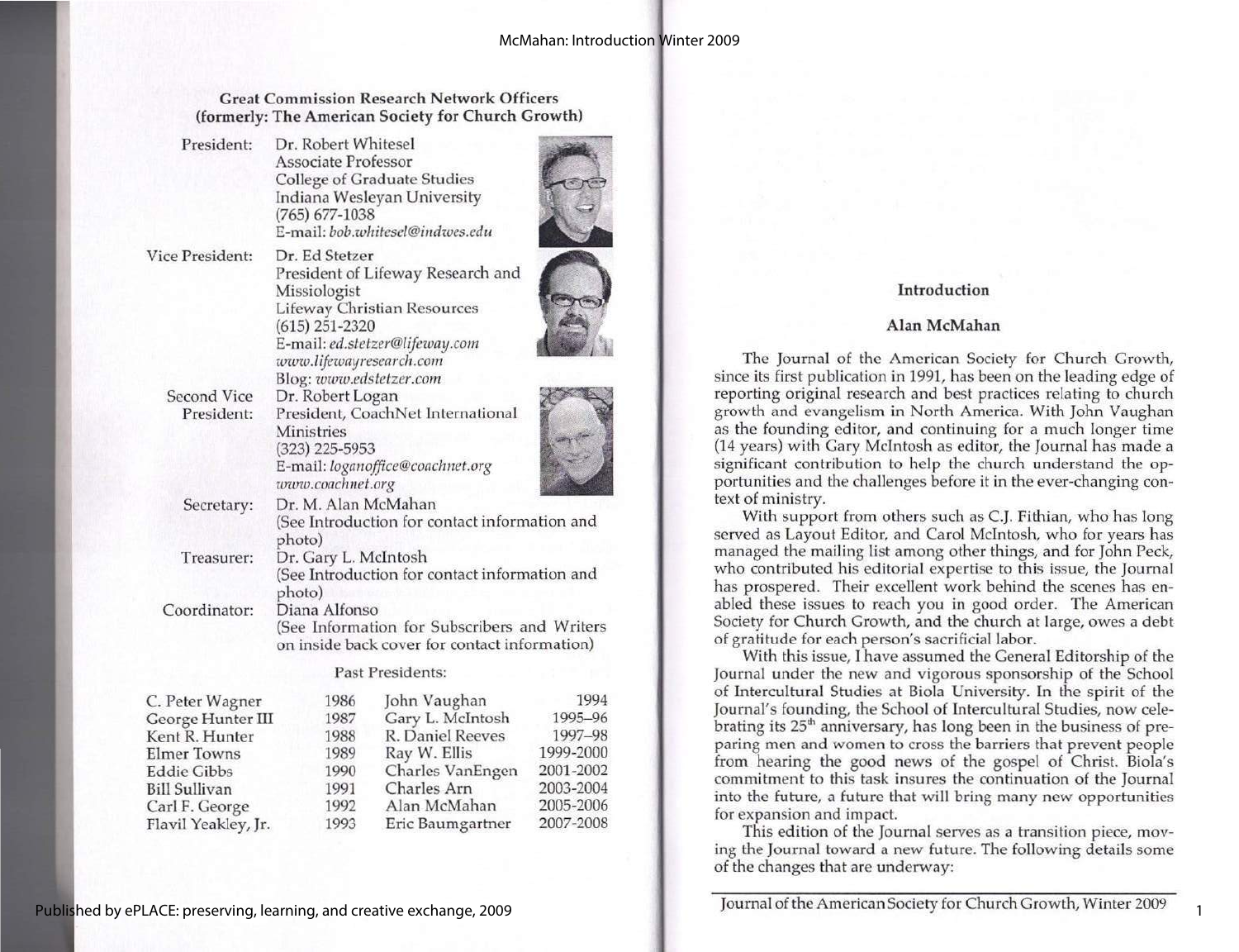## Great Commission Research Network Officers (formerly: The American Society for Church Growth)

**President:** Dr. Robert Whitesel
Associate Professor
College of Graduate Studies
Indiana Wesleyan University
(765) 677-1038
E-mail: *bob.whitesel@indwes.edu*

**Vice President:** Dr. Ed Stetzer
President of Lifeway Research and Missiologist
Lifeway Christian Resources
(615) 251-2320
E-mail: *ed.stetzer@lifeway.com*
*www.lifewayresearch.com*
Blog: *www.edstetzer.com*

**Second Vice President:** Dr. Robert Logan
President, CoachNet International Ministries
(323) 225-5953
E-mail: *loganoffice@coachnet.org*
*www.coachnet.org*

**Secretary:** Dr. M. Alan McMahan
(See Introduction for contact information and photo)

**Treasurer:** Dr. Gary L. McIntosh
(See Introduction for contact information and photo)

**Coordinator:** Diana Alfonso
(See Information for Subscribers and Writers on inside back cover for contact information)

### Past Presidents:

| | | | |
|---|---|---|---|
| C. Peter Wagner | 1986 | John Vaughan | 1994 |
| George Hunter III | 1987 | Gary L. McIntosh | 1995–96 |
| Kent R. Hunter | 1988 | R. Daniel Reeves | 1997–98 |
| Elmer Towns | 1989 | Ray W. Ellis | 1999-2000 |
| Eddie Gibbs | 1990 | Charles VanEngen | 2001-2002 |
| Bill Sullivan | 1991 | Charles Arn | 2003-2004 |
| Carl F. George | 1992 | Alan McMahan | 2005-2006 |
| Flavil Yeakley, Jr. | 1993 | Eric Baumgartner | 2007-2008 |

## Introduction

### Alan McMahan

The Journal of the American Society for Church Growth, since its first publication in 1991, has been on the leading edge of reporting original research and best practices relating to church growth and evangelism in North America. With John Vaughan as the founding editor, and continuing for a much longer time (14 years) with Gary McIntosh as editor, the Journal has made a significant contribution to help the church understand the opportunities and the challenges before it in the ever-changing context of ministry.

With support from others such as C.J. Fithian, who has long served as Layout Editor, and Carol McIntosh, who for years has managed the mailing list among other things, and for John Peck, who contributed his editorial expertise to this issue, the Journal has prospered. Their excellent work behind the scenes has enabled these issues to reach you in good order. The American Society for Church Growth, and the church at large, owes a debt of gratitude for each person's sacrificial labor.

With this issue, I have assumed the General Editorship of the Journal under the new and vigorous sponsorship of the School of Intercultural Studies at Biola University. In the spirit of the Journal's founding, the School of Intercultural Studies, now celebrating its 25th anniversary, has long been in the business of preparing men and women to cross the barriers that prevent people from hearing the good news of the gospel of Christ. Biola's commitment to this task insures the continuation of the Journal into the future, a future that will bring many new opportunities for expansion and impact.

This edition of the Journal serves as a transition piece, moving the Journal toward a new future. The following details some of the changes that are underway: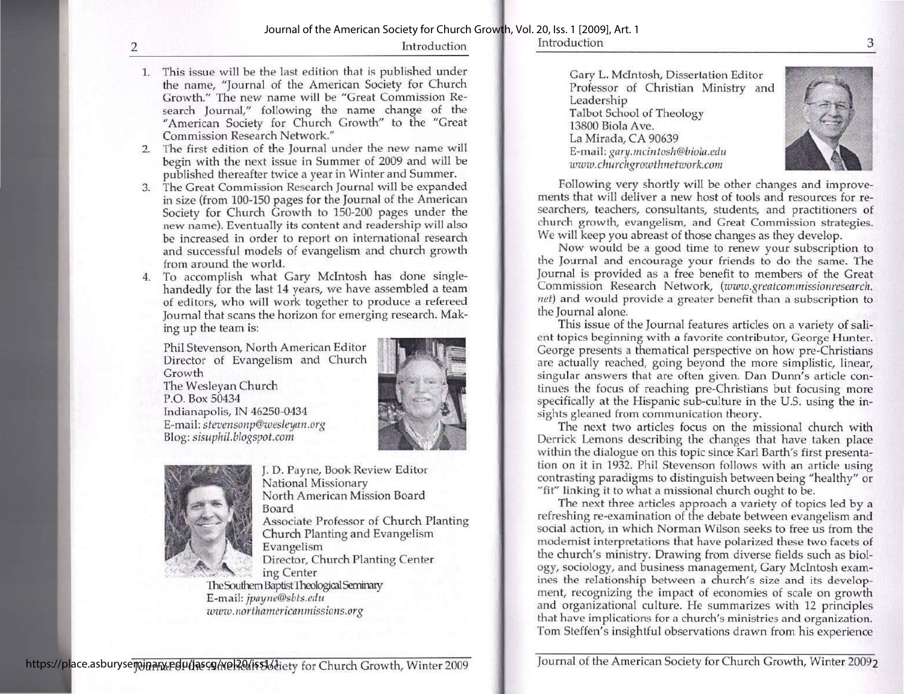1. This issue will be the last edition that is published under the name, "Journal of the American Society for Church Growth." The new name will be "Great Commission Research Journal," following the name change of the "American Society for Church Growth" to the "Great Commission Research Network."
2. The first edition of the Journal under the new name will begin with the next issue in Summer of 2009 and will be published thereafter twice a year in Winter and Summer.
3. The Great Commission Research Journal will be expanded in size (from 100-150 pages for the Journal of the American Society for Church Growth to 150-200 pages under the new name). Eventually its content and readership will also be increased in order to report on international research and successful models of evangelism and church growth from around the world.
4. To accomplish what Gary McIntosh has done single-handedly for the last 14 years, we have assembled a team of editors, who will work together to produce a refereed Journal that scans the horizon for emerging research. Making up the team is:

Phil Stevenson, North American Editor
Director of Evangelism and Church Growth
The Wesleyan Church
P.O. Box 50434
Indianapolis, IN 46250-0434
E-mail: *stevensonp@wesleyan.org*
Blog: *sisuphil.blogspot.com*

J. D. Payne, Book Review Editor
National Missionary
North American Mission Board
Associate Professor of Church Planting and Evangelism
Director, Church Planting Center
The Southern Baptist Theological Seminary
E-mail: *jpayne@sbts.edu*
*www.northamericanmissions.org*

Gary L. McIntosh, Dissertation Editor
Professor of Christian Ministry and Leadership
Talbot School of Theology
13800 Biola Ave.
La Mirada, CA 90639
E-mail: *gary.mcintosh@biola.edu*
*www.churchgrowthnetwork.com*

Following very shortly will be other changes and improvements that will deliver a new host of tools and resources for researchers, teachers, consultants, students, and practitioners of church growth, evangelism, and Great Commission strategies. We will keep you abreast of those changes as they develop.

Now would be a good time to renew your subscription to the Journal and encourage your friends to do the same. The Journal is provided as a free benefit to members of the Great Commission Research Network, (*www.greatcommissionresearch.net*) and would provide a greater benefit than a subscription to the Journal alone.

This issue of the Journal features articles on a variety of salient topics beginning with a favorite contributor, George Hunter. George presents a thematical perspective on how pre-Christians are actually reached, going beyond the more simplistic, linear, singular answers that are often given. Dan Dunn's article continues the focus of reaching pre-Christians but focusing more specifically at the Hispanic sub-culture in the U.S. using the insights gleaned from communication theory.

The next two articles focus on the missional church with Derrick Lemons describing the changes that have taken place within the dialogue on this topic since Karl Barth's first presentation on it in 1932. Phil Stevenson follows with an article using contrasting paradigms to distinguish between being "healthy" or "fit" linking it to what a missional church ought to be.

The next three articles approach a variety of topics led by a refreshing re-examination of the debate between evangelism and social action, in which Norman Wilson seeks to free us from the modernist interpretations that have polarized these two facets of the church's ministry. Drawing from diverse fields such as biology, sociology, and business management, Gary McIntosh examines the relationship between a church's size and its development, recognizing the impact of economies of scale on growth and organizational culture. He summarizes with 12 principles that have implications for a church's ministries and organization. Tom Steffen's insightful observations drawn from his experience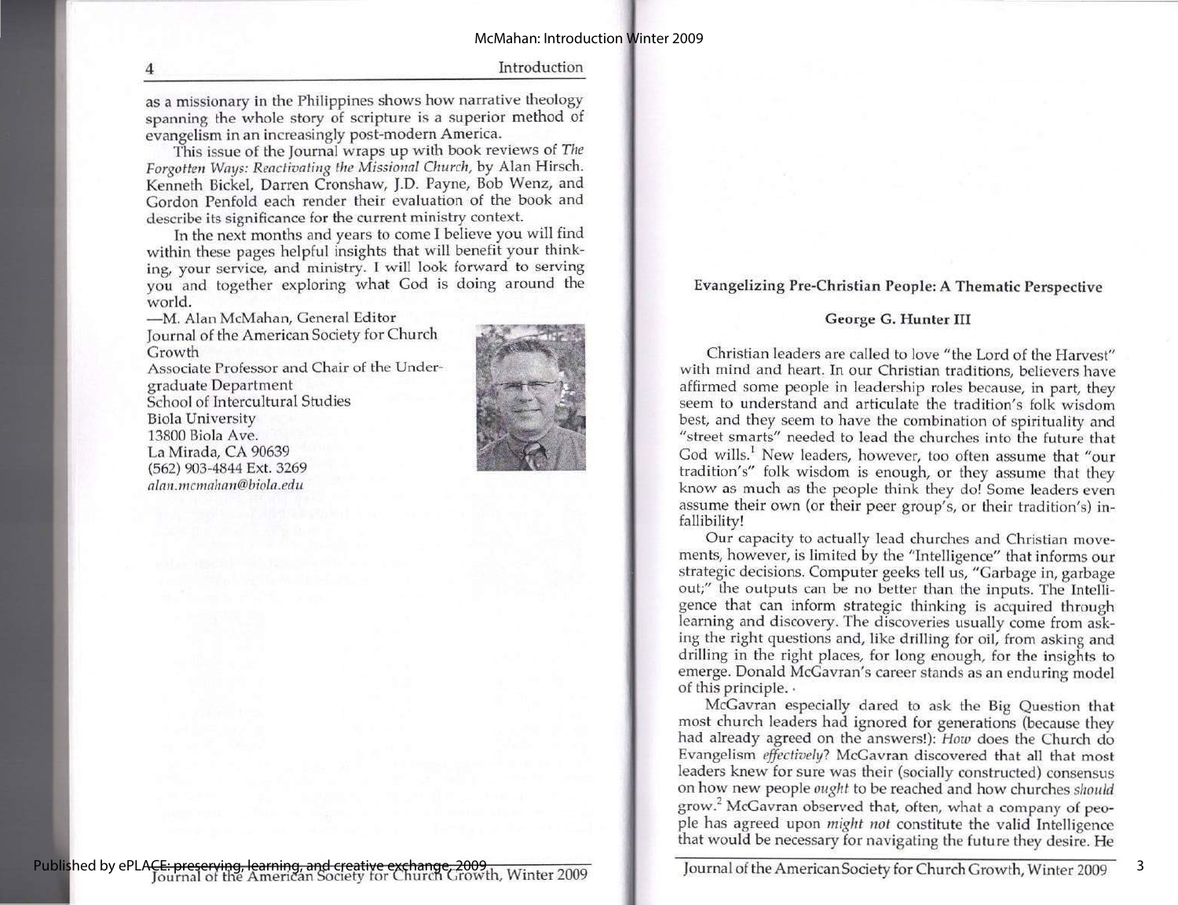as a missionary in the Philippines shows how narrative theology spanning the whole story of scripture is a superior method of evangelism in an increasingly post-modern America.

This issue of the Journal wraps up with book reviews of *The Forgotten Ways: Reactivating the Missional Church*, by Alan Hirsch. Kenneth Bickel, Darren Cronshaw, J.D. Payne, Bob Wenz, and Gordon Penfold each render their evaluation of the book and describe its significance for the current ministry context.

In the next months and years to come I believe you will find within these pages helpful insights that will benefit your thinking, your service, and ministry. I will look forward to serving you and together exploring what God is doing around the world.

—M. Alan McMahan, General Editor
Journal of the American Society for Church Growth
Associate Professor and Chair of the Undergraduate Department
School of Intercultural Studies
Biola University
13800 Biola Ave.
La Mirada, CA 90639
(562) 903-4844 Ext. 3269
*alan.mcmahan@biola.edu*

## Evangelizing Pre-Christian People: A Thematic Perspective

**George G. Hunter III**

Christian leaders are called to love "the Lord of the Harvest" with mind and heart. In our Christian traditions, believers have affirmed some people in leadership roles because, in part, they seem to understand and articulate the tradition's folk wisdom best, and they seem to have the combination of spirituality and "street smarts" needed to lead the churches into the future that God wills.[1] New leaders, however, too often assume that "our tradition's" folk wisdom is enough, or they assume that they know as much as the people think they do! Some leaders even assume their own (or their peer group's, or their tradition's) infallibility!

Our capacity to actually lead churches and Christian movements, however, is limited by the "Intelligence" that informs our strategic decisions. Computer geeks tell us, "Garbage in, garbage out;" the outputs can be no better than the inputs. The Intelligence that can inform strategic thinking is acquired through learning and discovery. The discoveries usually come from asking the right questions and, like drilling for oil, from asking and drilling in the right places, for long enough, for the insights to emerge. Donald McGavran's career stands as an enduring model of this principle.

McGavran especially dared to ask the Big Question that most church leaders had ignored for generations (because they had already agreed on the answers!): *How* does the Church do Evangelism *effectively*? McGavran discovered that all that most leaders knew for sure was their (socially constructed) consensus on how new people *ought* to be reached and how churches *should* grow.[2] McGavran observed that, often, what a company of people has agreed upon *might not* constitute the valid Intelligence that would be necessary for navigating the future they desire. He